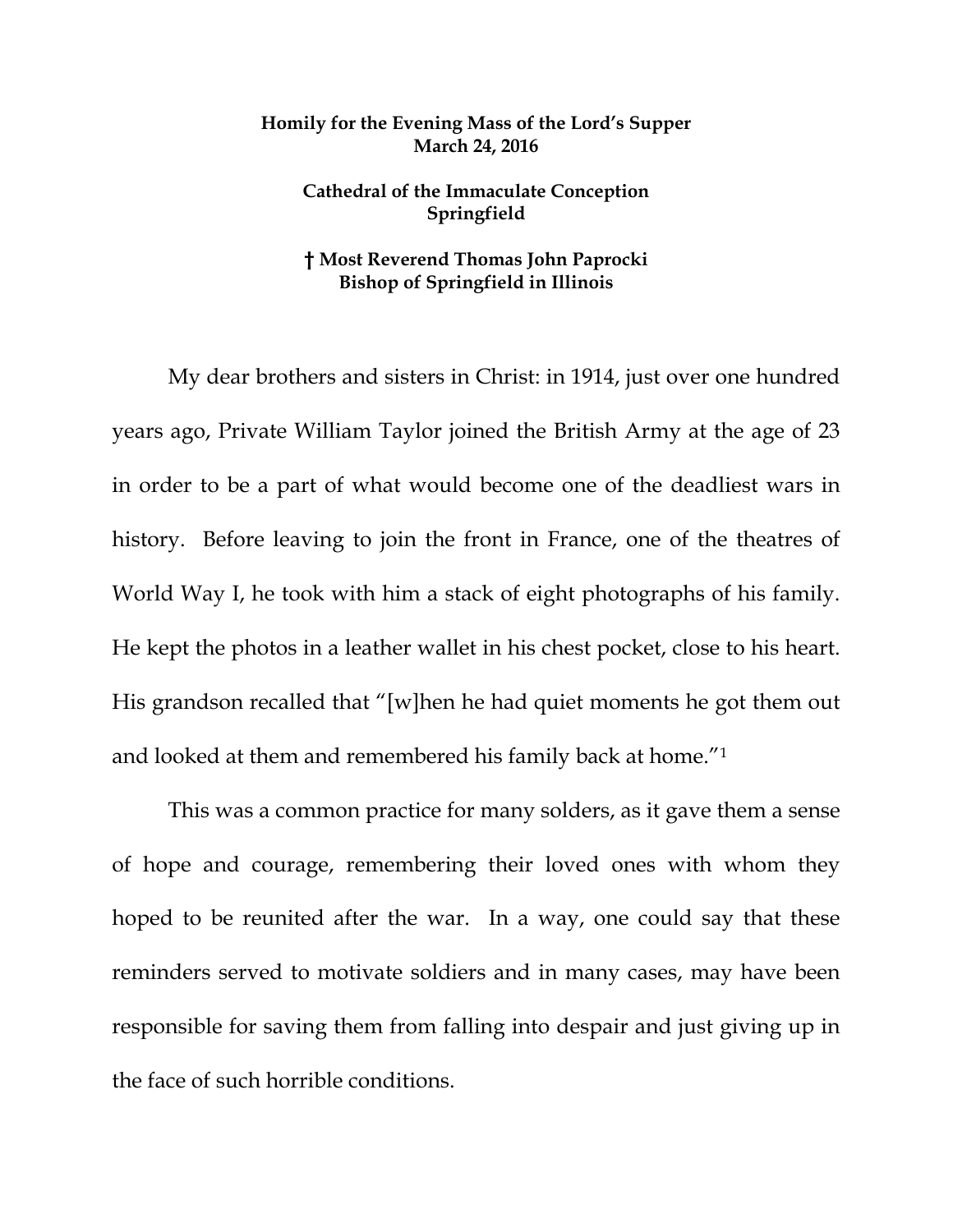**Homily for the Evening Mass of the Lord's Supper**
**March 24, 2016**

**Cathedral of the Immaculate Conception**
**Springfield**

**† Most Reverend Thomas John Paprocki**
**Bishop of Springfield in Illinois**

My dear brothers and sisters in Christ: in 1914, just over one hundred years ago, Private William Taylor joined the British Army at the age of 23 in order to be a part of what would become one of the deadliest wars in history. Before leaving to join the front in France, one of the theatres of World Way I, he took with him a stack of eight photographs of his family. He kept the photos in a leather wallet in his chest pocket, close to his heart. His grandson recalled that "[w]hen he had quiet moments he got them out and looked at them and remembered his family back at home."[1]

This was a common practice for many solders, as it gave them a sense of hope and courage, remembering their loved ones with whom they hoped to be reunited after the war. In a way, one could say that these reminders served to motivate soldiers and in many cases, may have been responsible for saving them from falling into despair and just giving up in the face of such horrible conditions.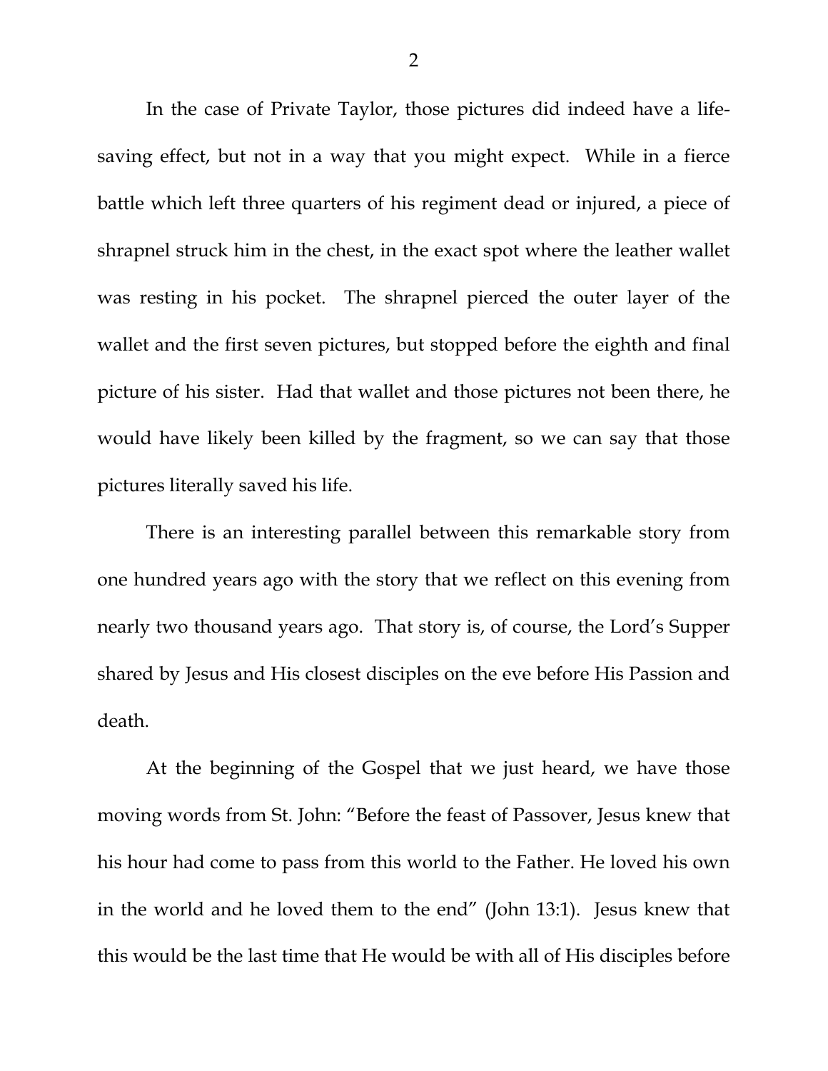In the case of Private Taylor, those pictures did indeed have a life-saving effect, but not in a way that you might expect. While in a fierce battle which left three quarters of his regiment dead or injured, a piece of shrapnel struck him in the chest, in the exact spot where the leather wallet was resting in his pocket. The shrapnel pierced the outer layer of the wallet and the first seven pictures, but stopped before the eighth and final picture of his sister. Had that wallet and those pictures not been there, he would have likely been killed by the fragment, so we can say that those pictures literally saved his life.

There is an interesting parallel between this remarkable story from one hundred years ago with the story that we reflect on this evening from nearly two thousand years ago. That story is, of course, the Lord's Supper shared by Jesus and His closest disciples on the eve before His Passion and death.

At the beginning of the Gospel that we just heard, we have those moving words from St. John: "Before the feast of Passover, Jesus knew that his hour had come to pass from this world to the Father. He loved his own in the world and he loved them to the end" (John 13:1). Jesus knew that this would be the last time that He would be with all of His disciples before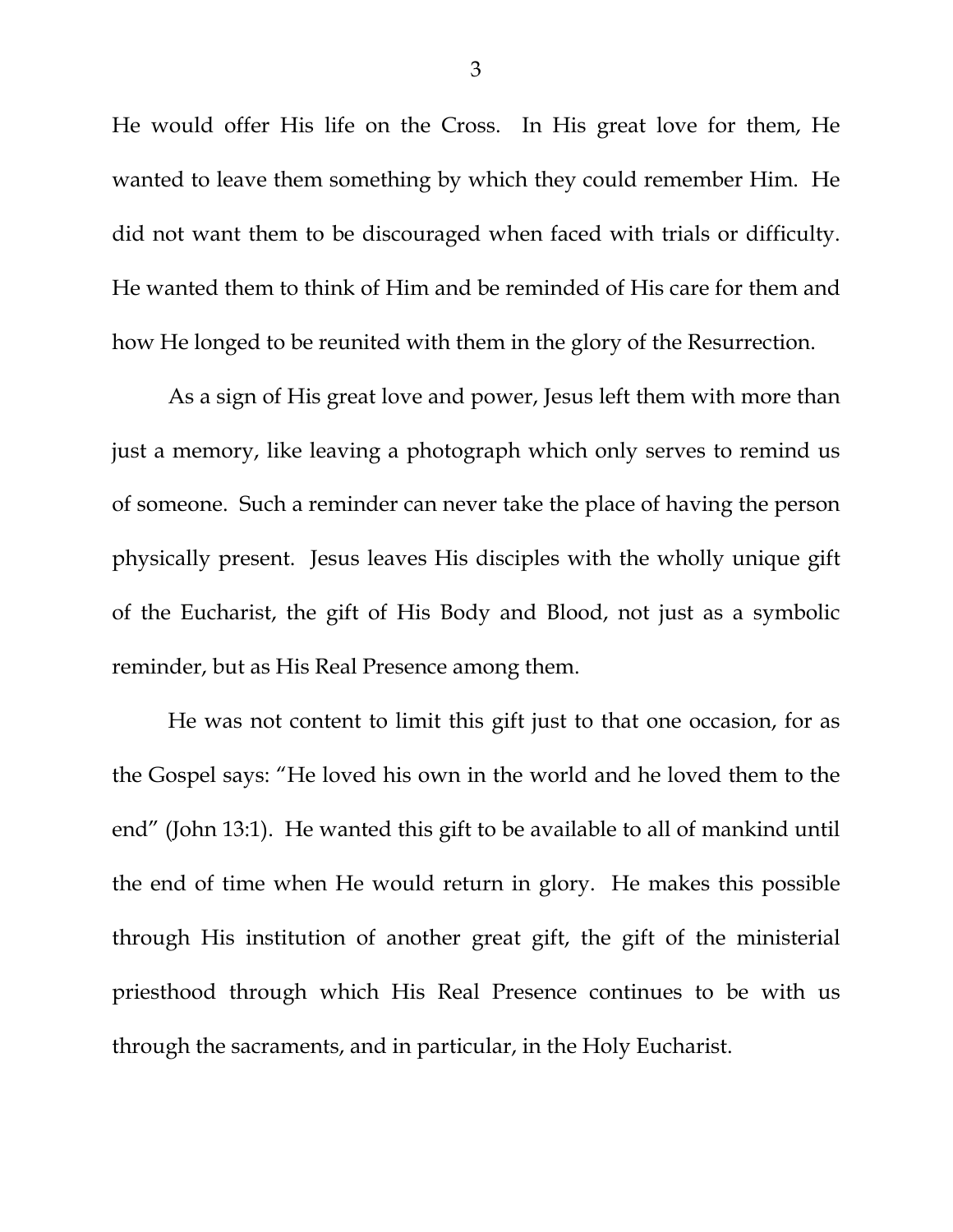He would offer His life on the Cross. In His great love for them, He wanted to leave them something by which they could remember Him. He did not want them to be discouraged when faced with trials or difficulty. He wanted them to think of Him and be reminded of His care for them and how He longed to be reunited with them in the glory of the Resurrection.

As a sign of His great love and power, Jesus left them with more than just a memory, like leaving a photograph which only serves to remind us of someone. Such a reminder can never take the place of having the person physically present. Jesus leaves His disciples with the wholly unique gift of the Eucharist, the gift of His Body and Blood, not just as a symbolic reminder, but as His Real Presence among them.

He was not content to limit this gift just to that one occasion, for as the Gospel says: "He loved his own in the world and he loved them to the end" (John 13:1). He wanted this gift to be available to all of mankind until the end of time when He would return in glory. He makes this possible through His institution of another great gift, the gift of the ministerial priesthood through which His Real Presence continues to be with us through the sacraments, and in particular, in the Holy Eucharist.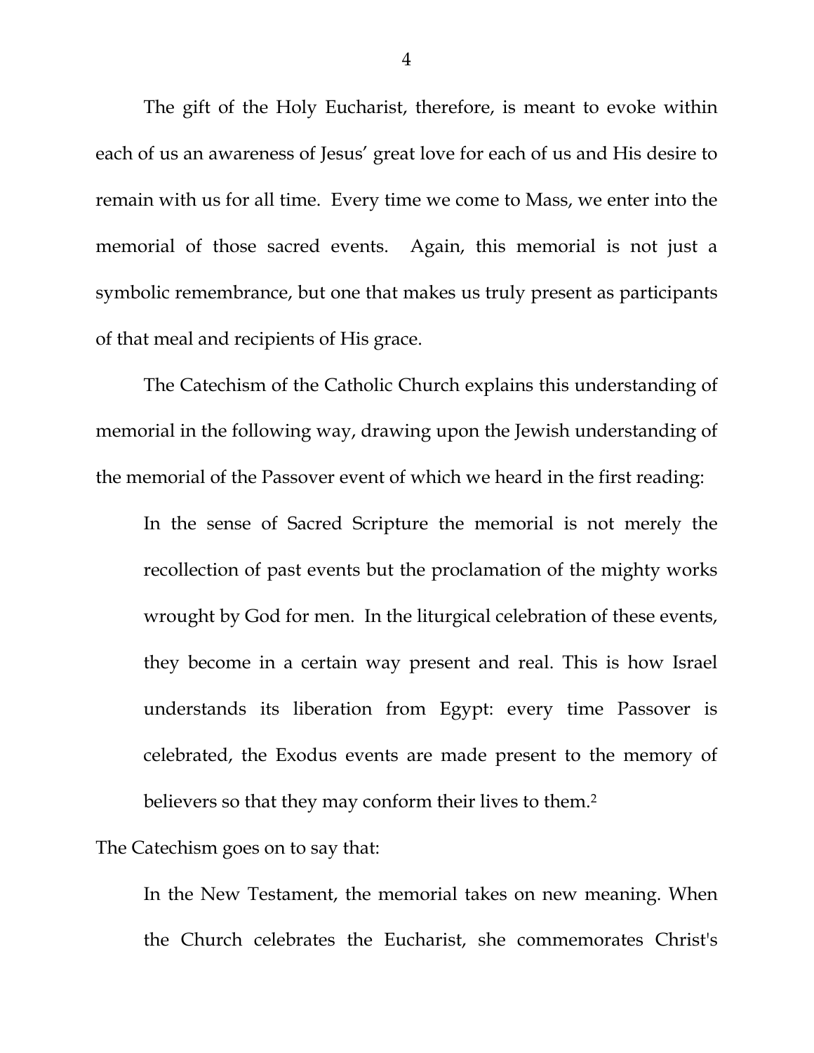The gift of the Holy Eucharist, therefore, is meant to evoke within each of us an awareness of Jesus' great love for each of us and His desire to remain with us for all time. Every time we come to Mass, we enter into the memorial of those sacred events. Again, this memorial is not just a symbolic remembrance, but one that makes us truly present as participants of that meal and recipients of His grace.

The Catechism of the Catholic Church explains this understanding of memorial in the following way, drawing upon the Jewish understanding of the memorial of the Passover event of which we heard in the first reading:

> In the sense of Sacred Scripture the memorial is not merely the recollection of past events but the proclamation of the mighty works wrought by God for men. In the liturgical celebration of these events, they become in a certain way present and real. This is how Israel understands its liberation from Egypt: every time Passover is celebrated, the Exodus events are made present to the memory of believers so that they may conform their lives to them.[2]

The Catechism goes on to say that:

> In the New Testament, the memorial takes on new meaning. When the Church celebrates the Eucharist, she commemorates Christ's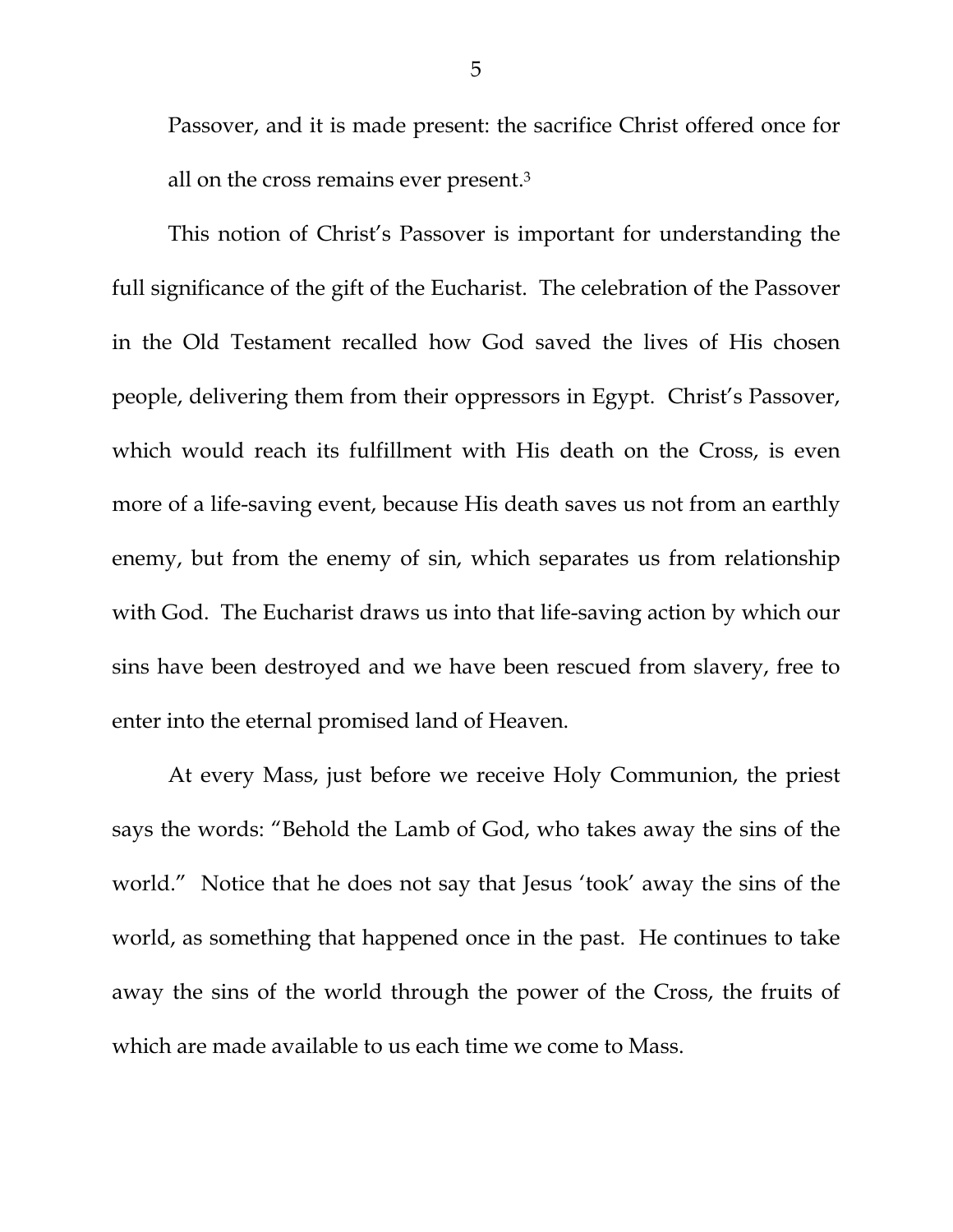Passover, and it is made present: the sacrifice Christ offered once for all on the cross remains ever present.[3]

This notion of Christ's Passover is important for understanding the full significance of the gift of the Eucharist. The celebration of the Passover in the Old Testament recalled how God saved the lives of His chosen people, delivering them from their oppressors in Egypt. Christ's Passover, which would reach its fulfillment with His death on the Cross, is even more of a life-saving event, because His death saves us not from an earthly enemy, but from the enemy of sin, which separates us from relationship with God. The Eucharist draws us into that life-saving action by which our sins have been destroyed and we have been rescued from slavery, free to enter into the eternal promised land of Heaven.

At every Mass, just before we receive Holy Communion, the priest says the words: "Behold the Lamb of God, who takes away the sins of the world." Notice that he does not say that Jesus 'took' away the sins of the world, as something that happened once in the past. He continues to take away the sins of the world through the power of the Cross, the fruits of which are made available to us each time we come to Mass.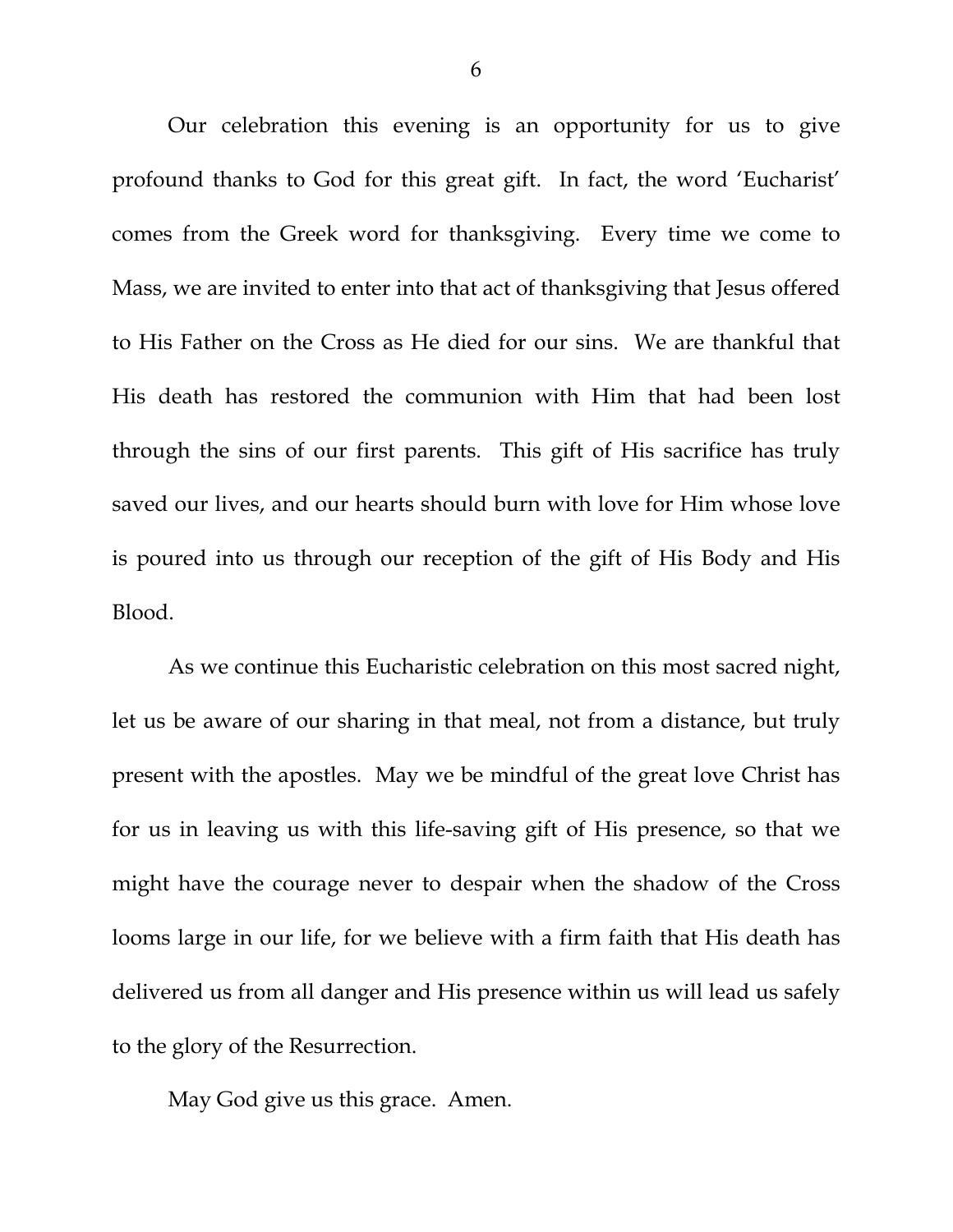Our celebration this evening is an opportunity for us to give profound thanks to God for this great gift. In fact, the word 'Eucharist' comes from the Greek word for thanksgiving. Every time we come to Mass, we are invited to enter into that act of thanksgiving that Jesus offered to His Father on the Cross as He died for our sins. We are thankful that His death has restored the communion with Him that had been lost through the sins of our first parents. This gift of His sacrifice has truly saved our lives, and our hearts should burn with love for Him whose love is poured into us through our reception of the gift of His Body and His Blood.

As we continue this Eucharistic celebration on this most sacred night, let us be aware of our sharing in that meal, not from a distance, but truly present with the apostles. May we be mindful of the great love Christ has for us in leaving us with this life-saving gift of His presence, so that we might have the courage never to despair when the shadow of the Cross looms large in our life, for we believe with a firm faith that His death has delivered us from all danger and His presence within us will lead us safely to the glory of the Resurrection.

May God give us this grace. Amen.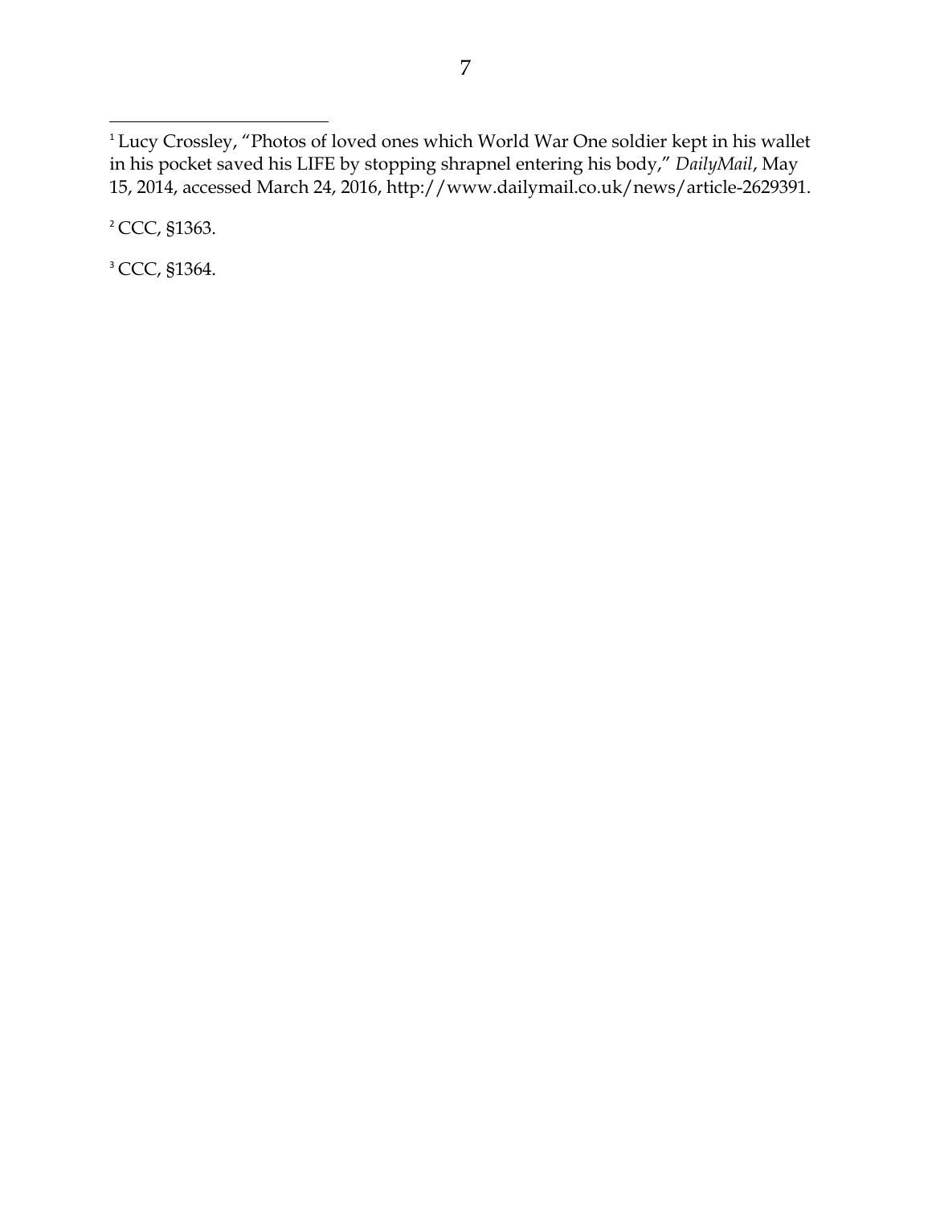[1] Lucy Crossley, "Photos of loved ones which World War One soldier kept in his wallet in his pocket saved his LIFE by stopping shrapnel entering his body," *DailyMail*, May 15, 2014, accessed March 24, 2016, http://www.dailymail.co.uk/news/article-2629391.

[2] CCC, §1363.

[3] CCC, §1364.